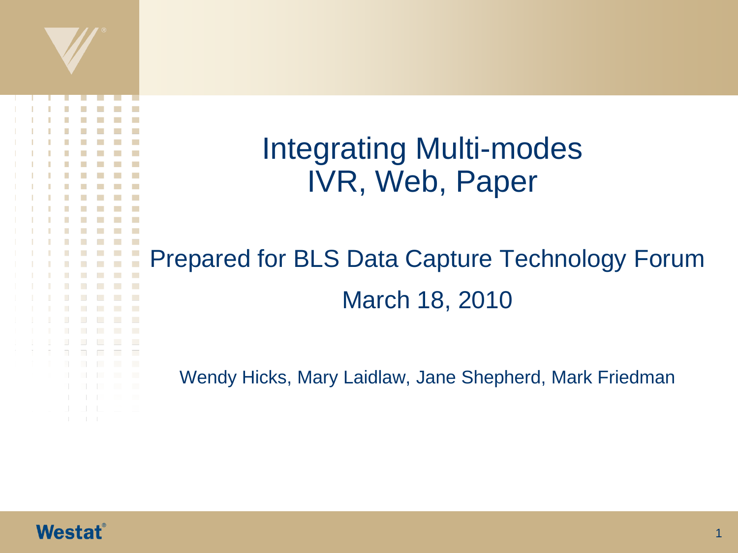# Integrating Multi-modes
# IVR, Web, Paper

## Prepared for BLS Data Capture Technology Forum

March 18, 2010

Wendy Hicks, Mary Laidlaw, Jane Shepherd, Mark Friedman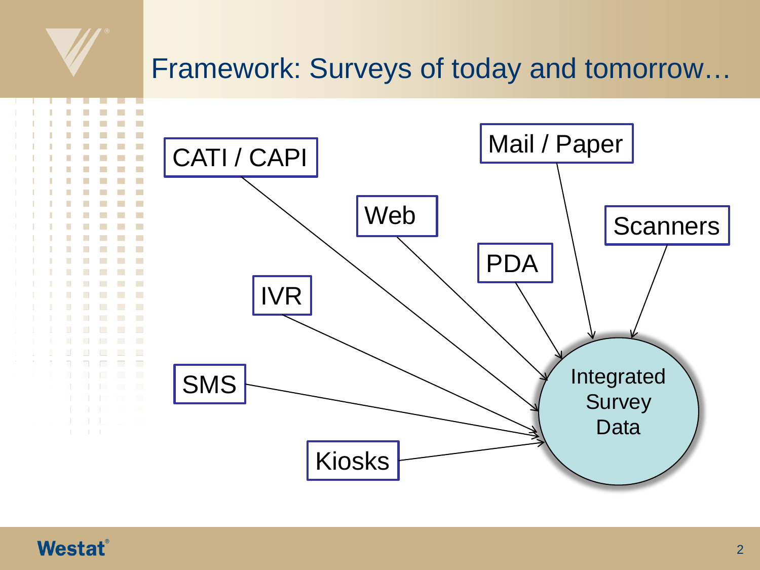# Framework: Surveys of today and tomorrow…

- CATI / CAPI
- Web
- Mail / Paper
- Scanners
- PDA
- IVR
- SMS
- Kiosks

→ Integrated Survey Data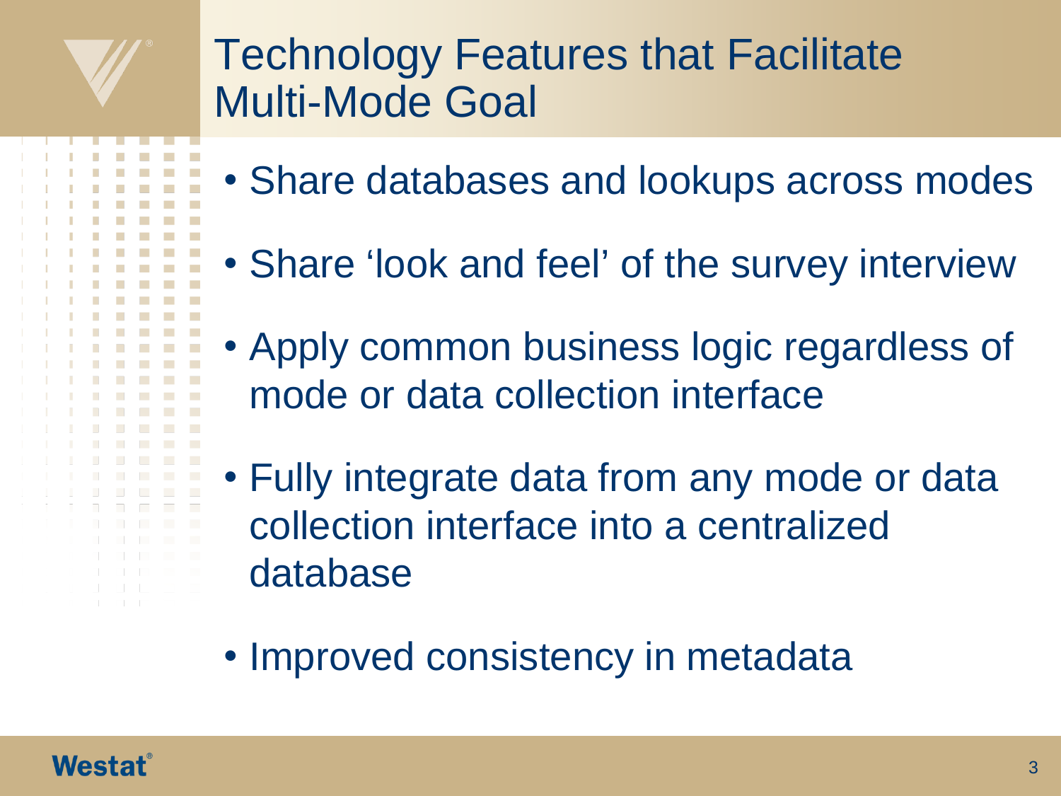# Technology Features that Facilitate Multi-Mode Goal

- Share databases and lookups across modes
- Share 'look and feel' of the survey interview
- Apply common business logic regardless of mode or data collection interface
- Fully integrate data from any mode or data collection interface into a centralized database
- Improved consistency in metadata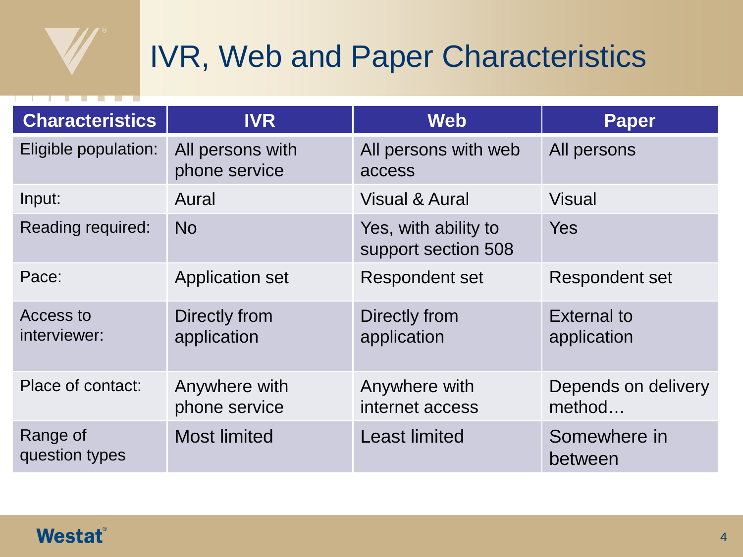# IVR, Web and Paper Characteristics

| Characteristics | IVR | Web | Paper |
|---|---|---|---|
| Eligible population: | All persons with phone service | All persons with web access | All persons |
| Input: | Aural | Visual & Aural | Visual |
| Reading required: | No | Yes, with ability to support section 508 | Yes |
| Pace: | Application set | Respondent set | Respondent set |
| Access to interviewer: | Directly from application | Directly from application | External to application |
| Place of contact: | Anywhere with phone service | Anywhere with internet access | Depends on delivery method… |
| Range of question types | Most limited | Least limited | Somewhere in between |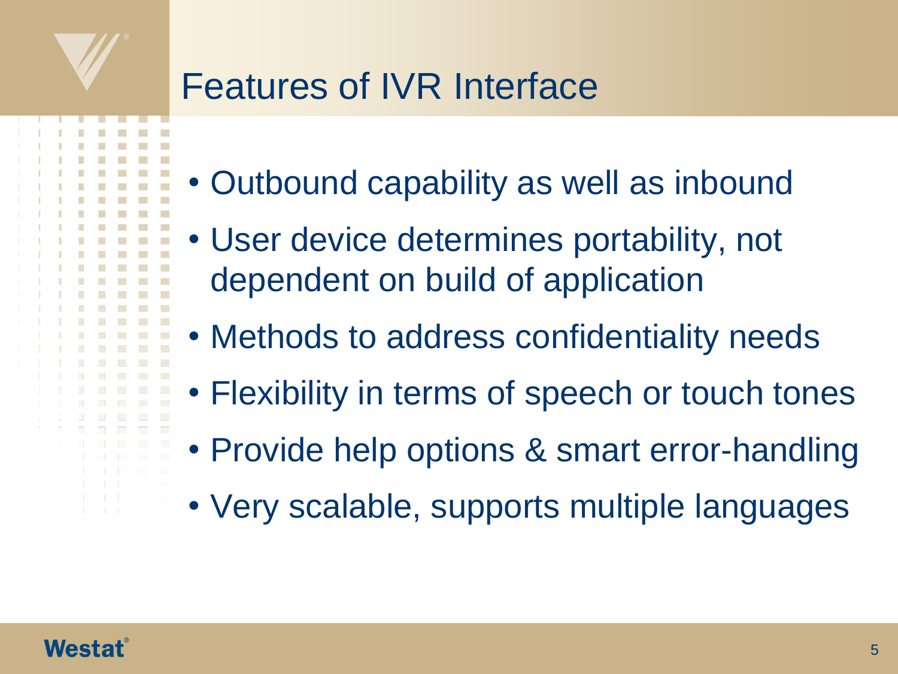# Features of IVR Interface

- Outbound capability as well as inbound
- User device determines portability, not dependent on build of application
- Methods to address confidentiality needs
- Flexibility in terms of speech or touch tones
- Provide help options & smart error-handling
- Very scalable, supports multiple languages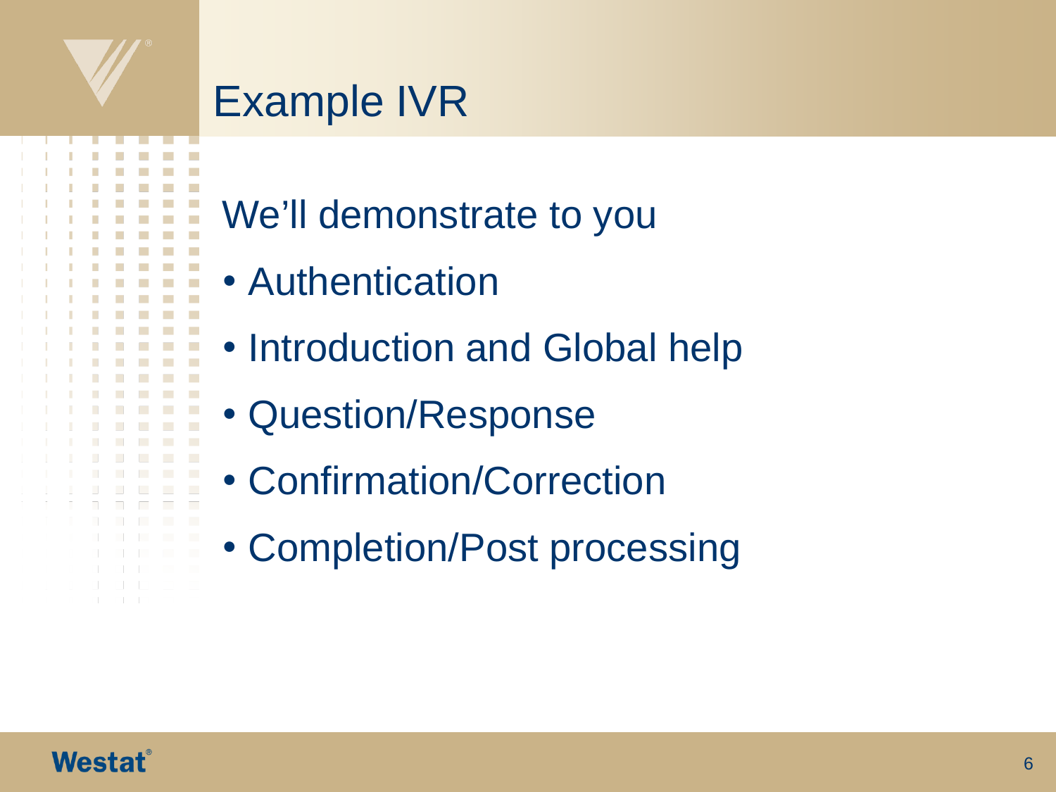# Example IVR

We'll demonstrate to you

- Authentication
- Introduction and Global help
- Question/Response
- Confirmation/Correction
- Completion/Post processing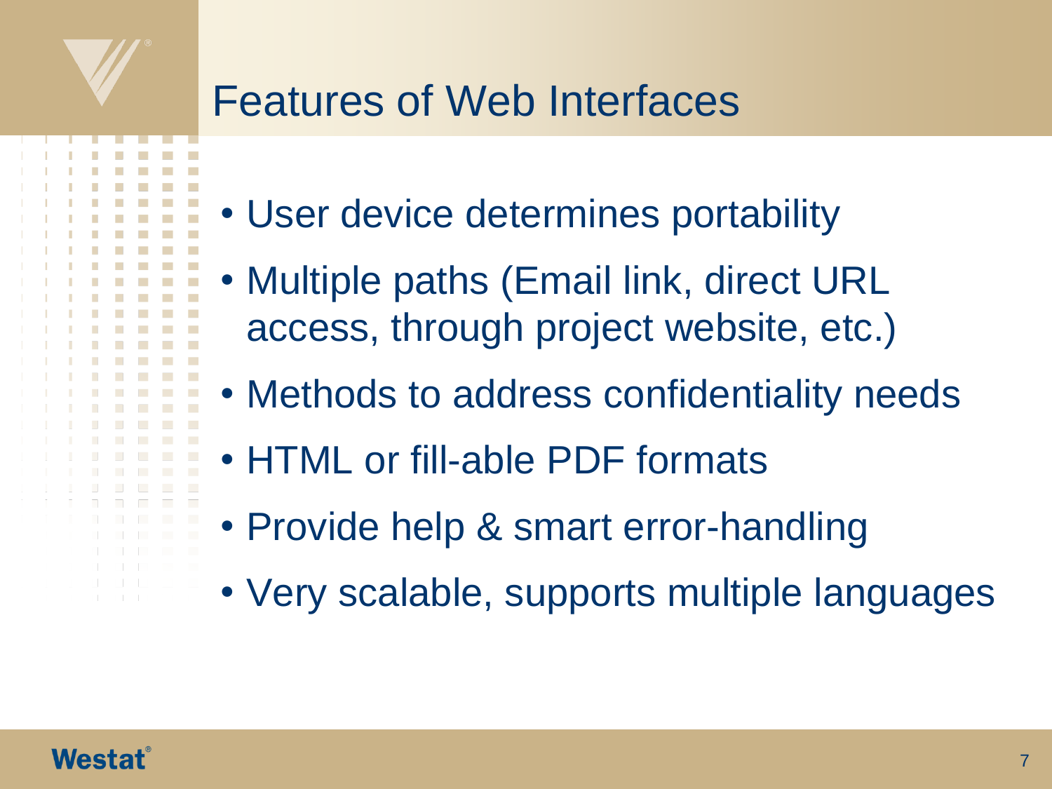# Features of Web Interfaces

- User device determines portability
- Multiple paths (Email link, direct URL access, through project website, etc.)
- Methods to address confidentiality needs
- HTML or fill-able PDF formats
- Provide help & smart error-handling
- Very scalable, supports multiple languages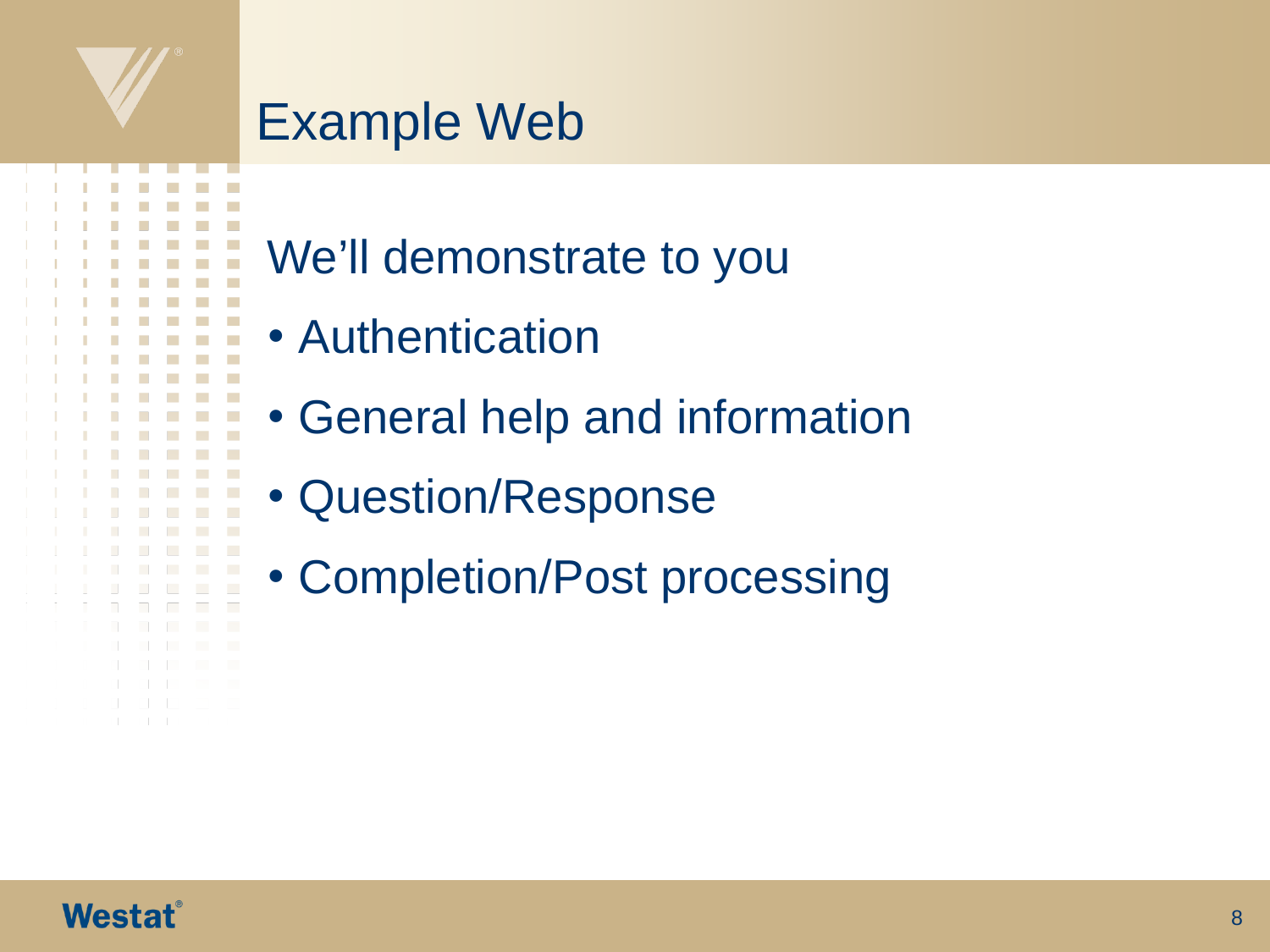# Example Web

We'll demonstrate to you

- Authentication
- General help and information
- Question/Response
- Completion/Post processing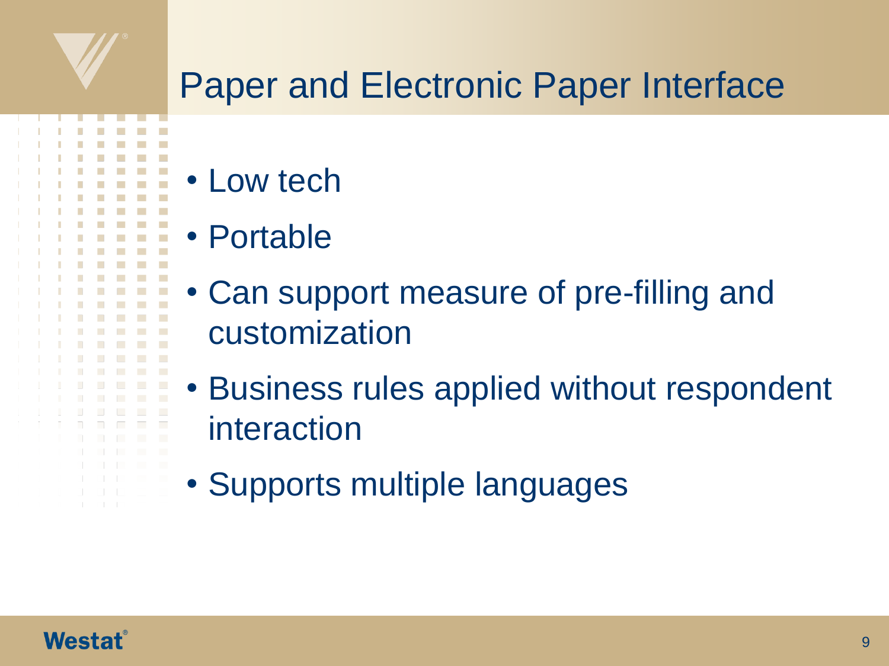# Paper and Electronic Paper Interface

- Low tech
- Portable
- Can support measure of pre-filling and customization
- Business rules applied without respondent interaction
- Supports multiple languages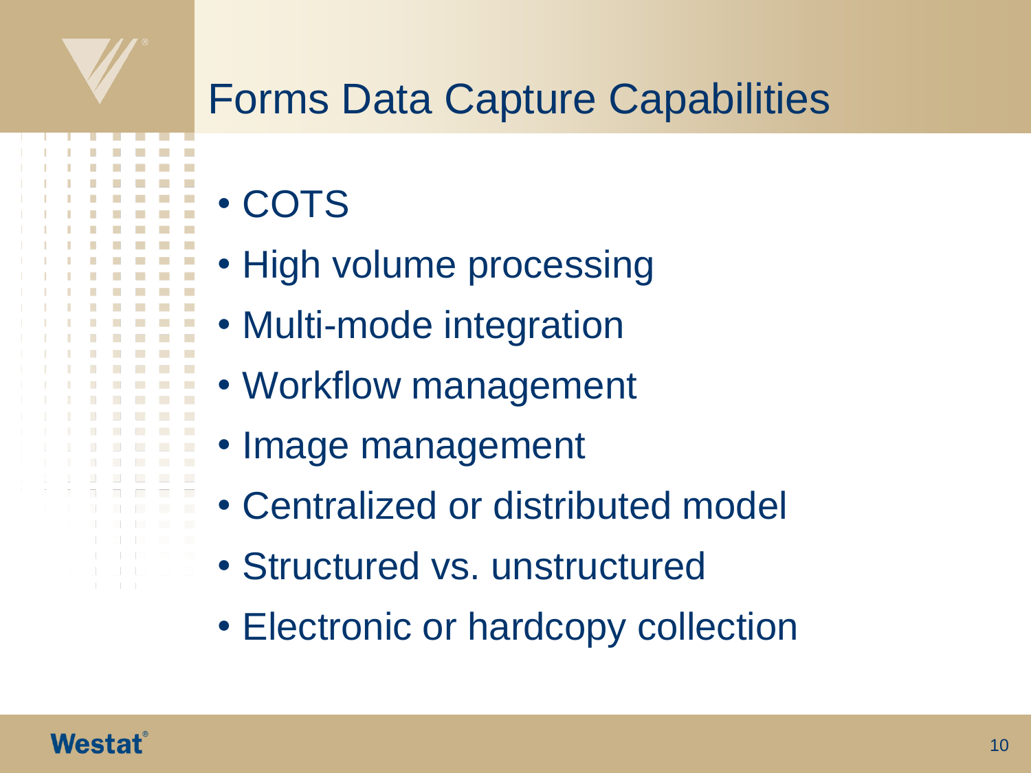# Forms Data Capture Capabilities

- COTS
- High volume processing
- Multi-mode integration
- Workflow management
- Image management
- Centralized or distributed model
- Structured vs. unstructured
- Electronic or hardcopy collection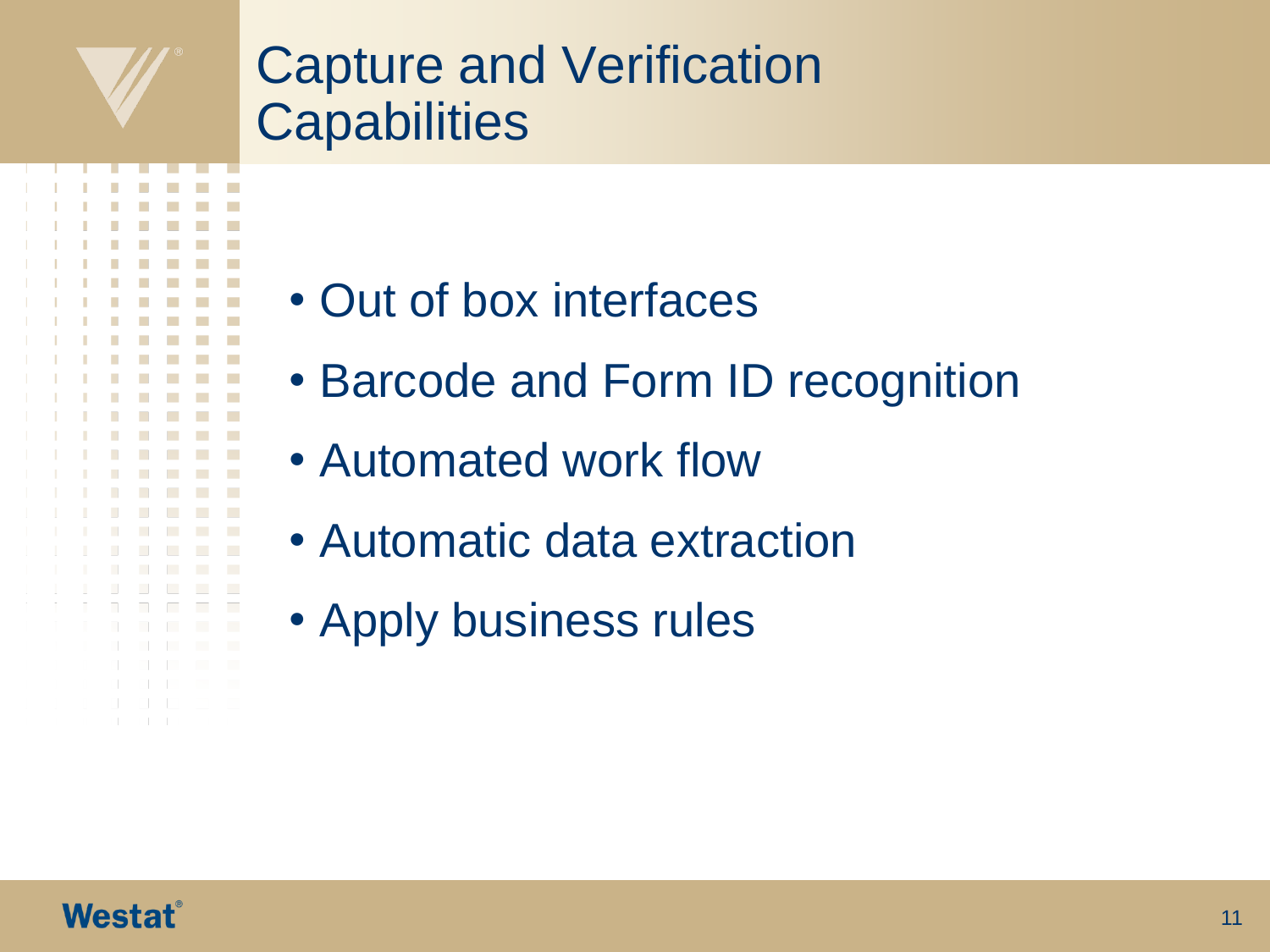# Capture and Verification Capabilities

- Out of box interfaces
- Barcode and Form ID recognition
- Automated work flow
- Automatic data extraction
- Apply business rules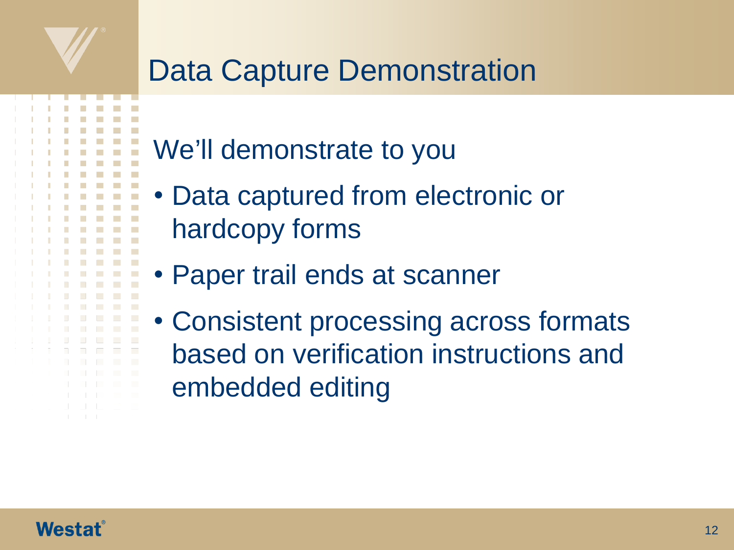# Data Capture Demonstration

We'll demonstrate to you

- Data captured from electronic or hardcopy forms
- Paper trail ends at scanner
- Consistent processing across formats based on verification instructions and embedded editing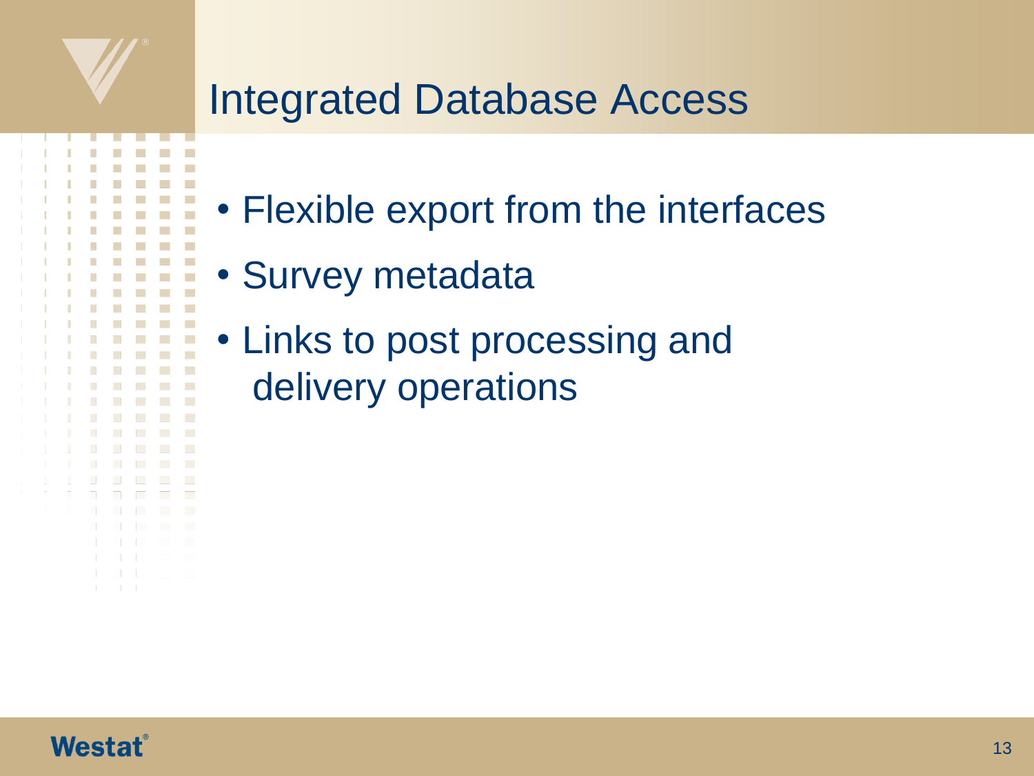# Integrated Database Access

- Flexible export from the interfaces
- Survey metadata
- Links to post processing and delivery operations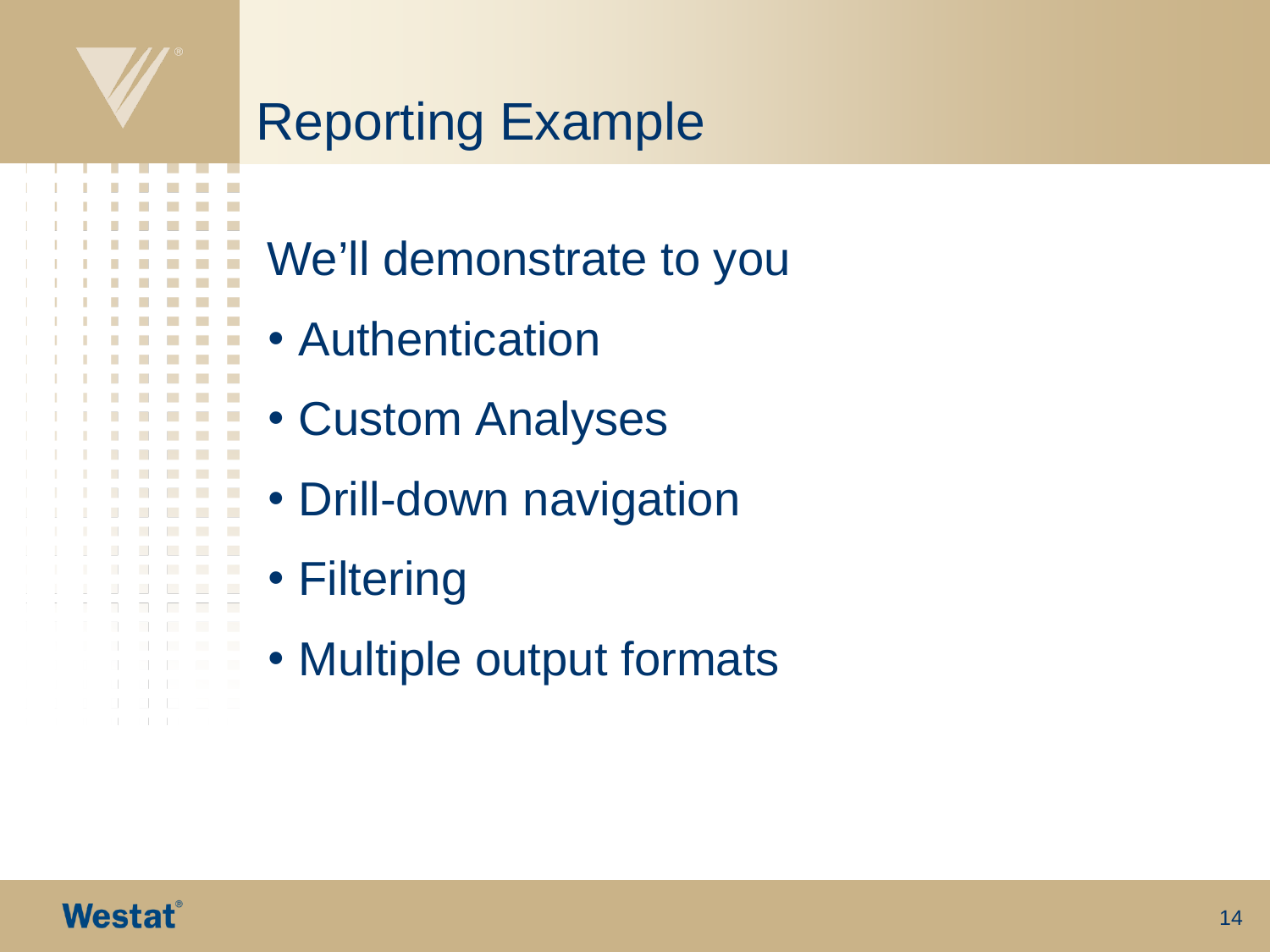# Reporting Example

We'll demonstrate to you

- Authentication
- Custom Analyses
- Drill-down navigation
- Filtering
- Multiple output formats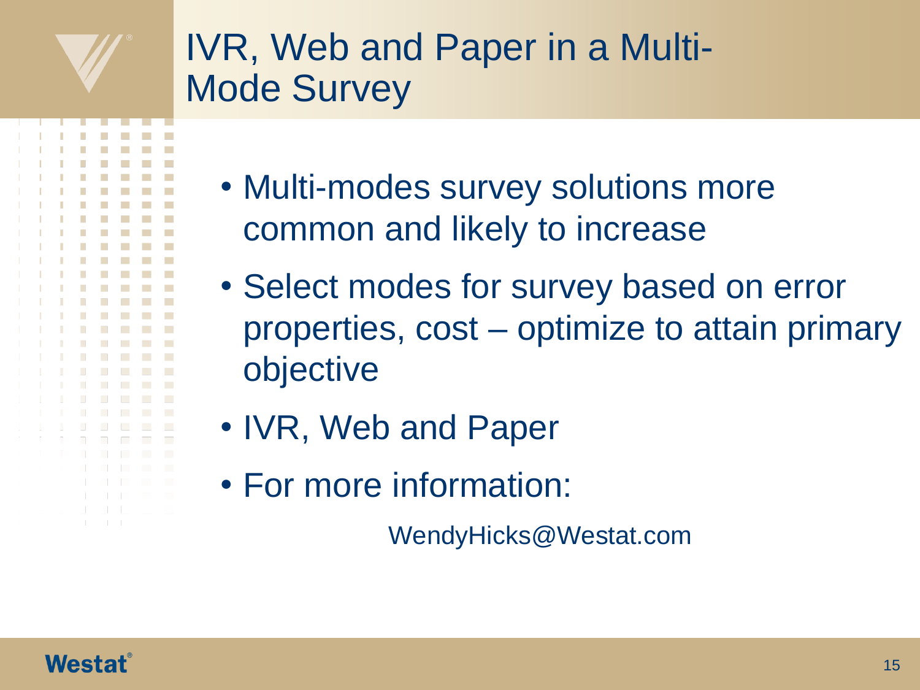# IVR, Web and Paper in a Multi-Mode Survey

- Multi-modes survey solutions more common and likely to increase
- Select modes for survey based on error properties, cost – optimize to attain primary objective
- IVR, Web and Paper
- For more information:

WendyHicks@Westat.com